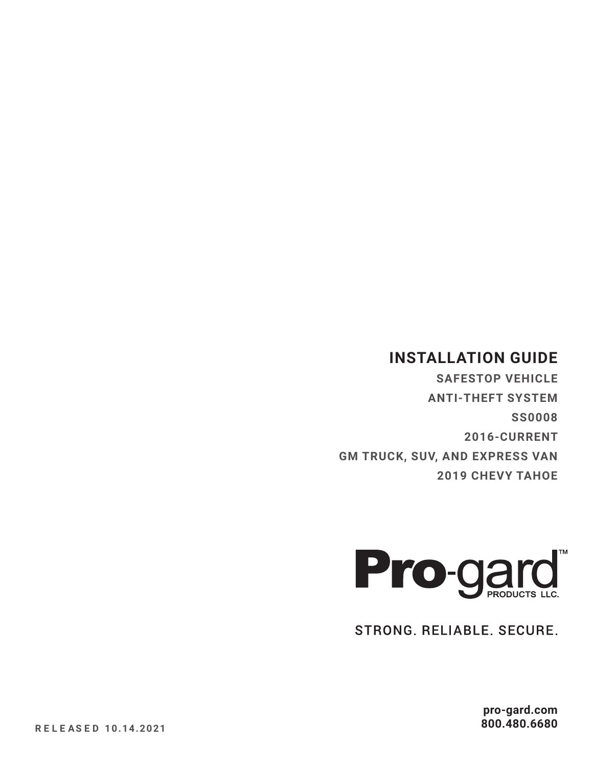# INSTALLATION GUIDE

**SAFESTOP VEHICLE**

**ANTI-THEFT SYSTEM**

**SS0008**

**2016-CURRENT**

**GM TRUCK, SUV, AND EXPRESS VAN**

**2019 CHEVY TAHOE**

Pro-gard™ PRODUCTS LLC.

STRONG. RELIABLE. SECURE.

**pro-gard.com**
**800.480.6680**

RELEASED 10.14.2021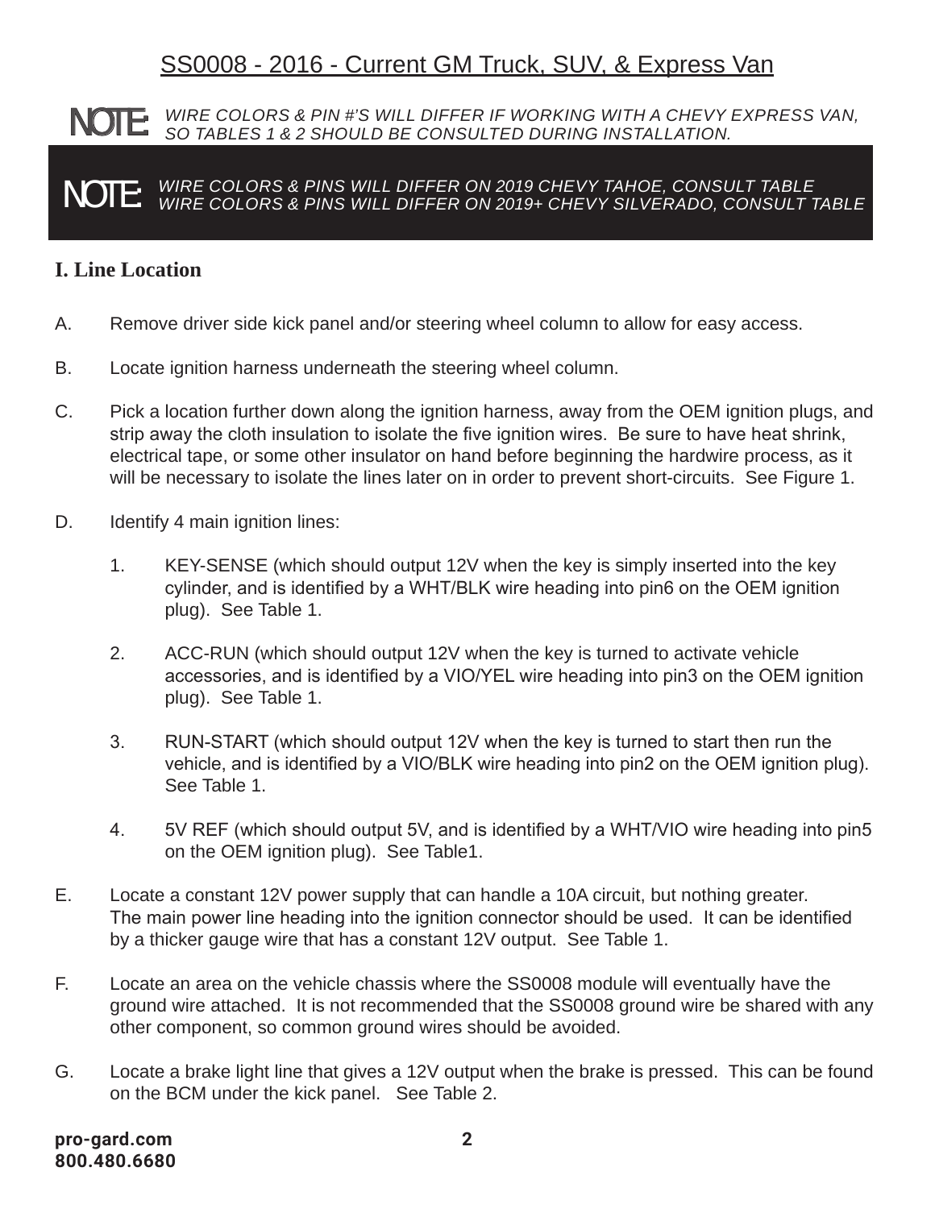# SS0008 - 2016 - Current GM Truck, SUV, & Express Van

**NOTE:** *WIRE COLORS & PIN #'S WILL DIFFER IF WORKING WITH A CHEVY EXPRESS VAN, SO TABLES 1 & 2 SHOULD BE CONSULTED DURING INSTALLATION.*

**NOTE:** *WIRE COLORS & PINS WILL DIFFER ON 2019 CHEVY TAHOE, CONSULT TABLE*
*WIRE COLORS & PINS WILL DIFFER ON 2019+ CHEVY SILVERADO, CONSULT TABLE*

## I. Line Location

A. Remove driver side kick panel and/or steering wheel column to allow for easy access.

B. Locate ignition harness underneath the steering wheel column.

C. Pick a location further down along the ignition harness, away from the OEM ignition plugs, and strip away the cloth insulation to isolate the five ignition wires. Be sure to have heat shrink, electrical tape, or some other insulator on hand before beginning the hardwire process, as it will be necessary to isolate the lines later on in order to prevent short-circuits. See Figure 1.

D. Identify 4 main ignition lines:

1. KEY-SENSE (which should output 12V when the key is simply inserted into the key cylinder, and is identified by a WHT/BLK wire heading into pin6 on the OEM ignition plug). See Table 1.

2. ACC-RUN (which should output 12V when the key is turned to activate vehicle accessories, and is identified by a VIO/YEL wire heading into pin3 on the OEM ignition plug). See Table 1.

3. RUN-START (which should output 12V when the key is turned to start then run the vehicle, and is identified by a VIO/BLK wire heading into pin2 on the OEM ignition plug). See Table 1.

4. 5V REF (which should output 5V, and is identified by a WHT/VIO wire heading into pin5 on the OEM ignition plug). See Table1.

E. Locate a constant 12V power supply that can handle a 10A circuit, but nothing greater. The main power line heading into the ignition connector should be used. It can be identified by a thicker gauge wire that has a constant 12V output. See Table 1.

F. Locate an area on the vehicle chassis where the SS0008 module will eventually have the ground wire attached. It is not recommended that the SS0008 ground wire be shared with any other component, so common ground wires should be avoided.

G. Locate a brake light line that gives a 12V output when the brake is pressed. This can be found on the BCM under the kick panel. See Table 2.

**pro-gard.com**
**800.480.6680**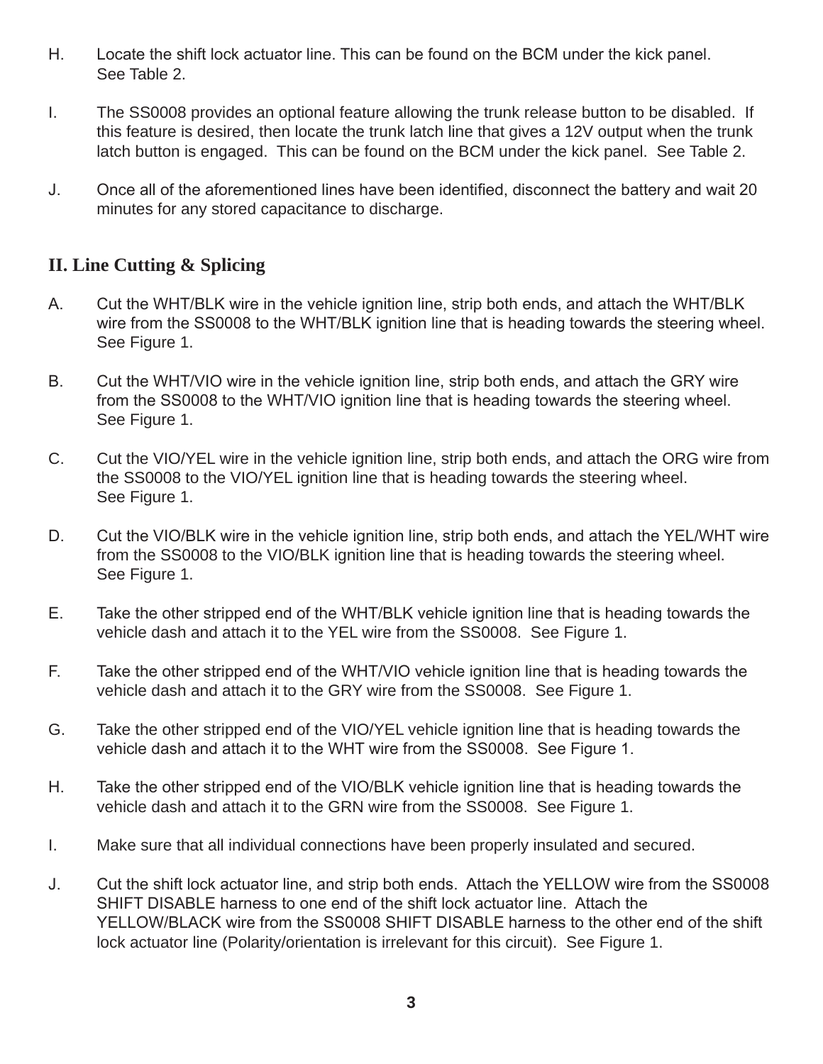H. Locate the shift lock actuator line. This can be found on the BCM under the kick panel. See Table 2.

I. The SS0008 provides an optional feature allowing the trunk release button to be disabled. If this feature is desired, then locate the trunk latch line that gives a 12V output when the trunk latch button is engaged. This can be found on the BCM under the kick panel. See Table 2.

J. Once all of the aforementioned lines have been identified, disconnect the battery and wait 20 minutes for any stored capacitance to discharge.

## II. Line Cutting & Splicing

A. Cut the WHT/BLK wire in the vehicle ignition line, strip both ends, and attach the WHT/BLK wire from the SS0008 to the WHT/BLK ignition line that is heading towards the steering wheel. See Figure 1.

B. Cut the WHT/VIO wire in the vehicle ignition line, strip both ends, and attach the GRY wire from the SS0008 to the WHT/VIO ignition line that is heading towards the steering wheel. See Figure 1.

C. Cut the VIO/YEL wire in the vehicle ignition line, strip both ends, and attach the ORG wire from the SS0008 to the VIO/YEL ignition line that is heading towards the steering wheel. See Figure 1.

D. Cut the VIO/BLK wire in the vehicle ignition line, strip both ends, and attach the YEL/WHT wire from the SS0008 to the VIO/BLK ignition line that is heading towards the steering wheel. See Figure 1.

E. Take the other stripped end of the WHT/BLK vehicle ignition line that is heading towards the vehicle dash and attach it to the YEL wire from the SS0008. See Figure 1.

F. Take the other stripped end of the WHT/VIO vehicle ignition line that is heading towards the vehicle dash and attach it to the GRY wire from the SS0008. See Figure 1.

G. Take the other stripped end of the VIO/YEL vehicle ignition line that is heading towards the vehicle dash and attach it to the WHT wire from the SS0008. See Figure 1.

H. Take the other stripped end of the VIO/BLK vehicle ignition line that is heading towards the vehicle dash and attach it to the GRN wire from the SS0008. See Figure 1.

I. Make sure that all individual connections have been properly insulated and secured.

J. Cut the shift lock actuator line, and strip both ends. Attach the YELLOW wire from the SS0008 SHIFT DISABLE harness to one end of the shift lock actuator line. Attach the YELLOW/BLACK wire from the SS0008 SHIFT DISABLE harness to the other end of the shift lock actuator line (Polarity/orientation is irrelevant for this circuit). See Figure 1.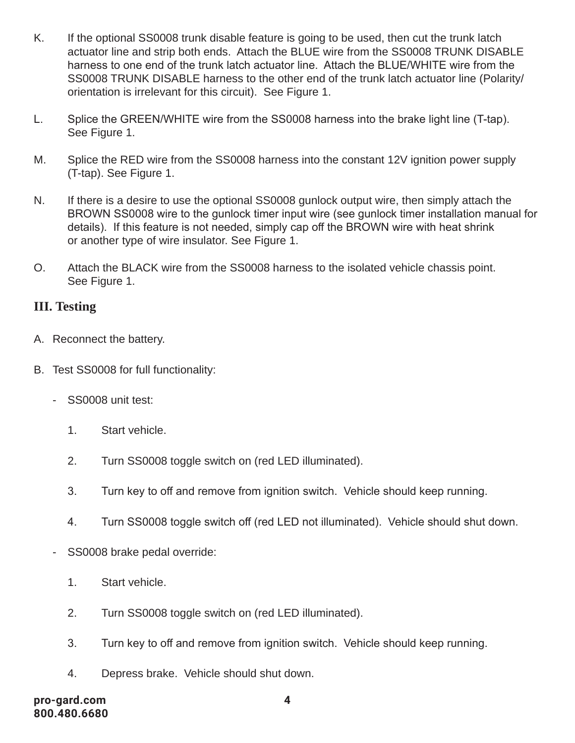K. If the optional SS0008 trunk disable feature is going to be used, then cut the trunk latch actuator line and strip both ends. Attach the BLUE wire from the SS0008 TRUNK DISABLE harness to one end of the trunk latch actuator line. Attach the BLUE/WHITE wire from the SS0008 TRUNK DISABLE harness to the other end of the trunk latch actuator line (Polarity/orientation is irrelevant for this circuit). See Figure 1.

L. Splice the GREEN/WHITE wire from the SS0008 harness into the brake light line (T-tap). See Figure 1.

M. Splice the RED wire from the SS0008 harness into the constant 12V ignition power supply (T-tap). See Figure 1.

N. If there is a desire to use the optional SS0008 gunlock output wire, then simply attach the BROWN SS0008 wire to the gunlock timer input wire (see gunlock timer installation manual for details). If this feature is not needed, simply cap off the BROWN wire with heat shrink or another type of wire insulator. See Figure 1.

O. Attach the BLACK wire from the SS0008 harness to the isolated vehicle chassis point. See Figure 1.

## III. Testing

A. Reconnect the battery.

B. Test SS0008 for full functionality:

- SS0008 unit test:

  1. Start vehicle.

  2. Turn SS0008 toggle switch on (red LED illuminated).

  3. Turn key to off and remove from ignition switch. Vehicle should keep running.

  4. Turn SS0008 toggle switch off (red LED not illuminated). Vehicle should shut down.

- SS0008 brake pedal override:

  1. Start vehicle.

  2. Turn SS0008 toggle switch on (red LED illuminated).

  3. Turn key to off and remove from ignition switch. Vehicle should keep running.

  4. Depress brake. Vehicle should shut down.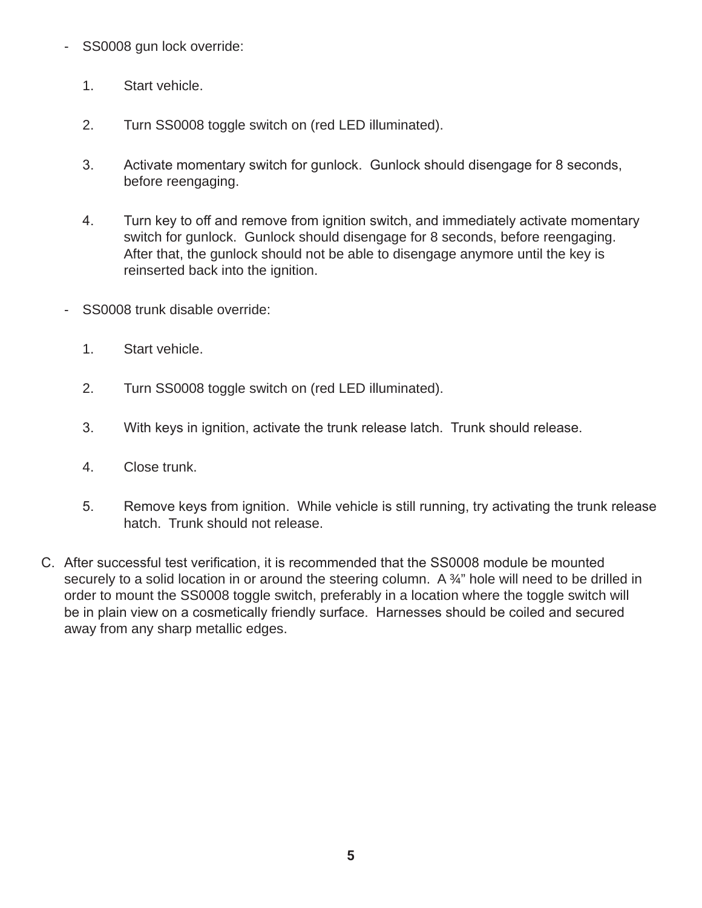- SS0008 gun lock override:

    1. Start vehicle.

    2. Turn SS0008 toggle switch on (red LED illuminated).

    3. Activate momentary switch for gunlock. Gunlock should disengage for 8 seconds, before reengaging.

    4. Turn key to off and remove from ignition switch, and immediately activate momentary switch for gunlock. Gunlock should disengage for 8 seconds, before reengaging. After that, the gunlock should not be able to disengage anymore until the key is reinserted back into the ignition.

- SS0008 trunk disable override:

    1. Start vehicle.

    2. Turn SS0008 toggle switch on (red LED illuminated).

    3. With keys in ignition, activate the trunk release latch. Trunk should release.

    4. Close trunk.

    5. Remove keys from ignition. While vehicle is still running, try activating the trunk release hatch. Trunk should not release.

C. After successful test verification, it is recommended that the SS0008 module be mounted securely to a solid location in or around the steering column. A ¾" hole will need to be drilled in order to mount the SS0008 toggle switch, preferably in a location where the toggle switch will be in plain view on a cosmetically friendly surface. Harnesses should be coiled and secured away from any sharp metallic edges.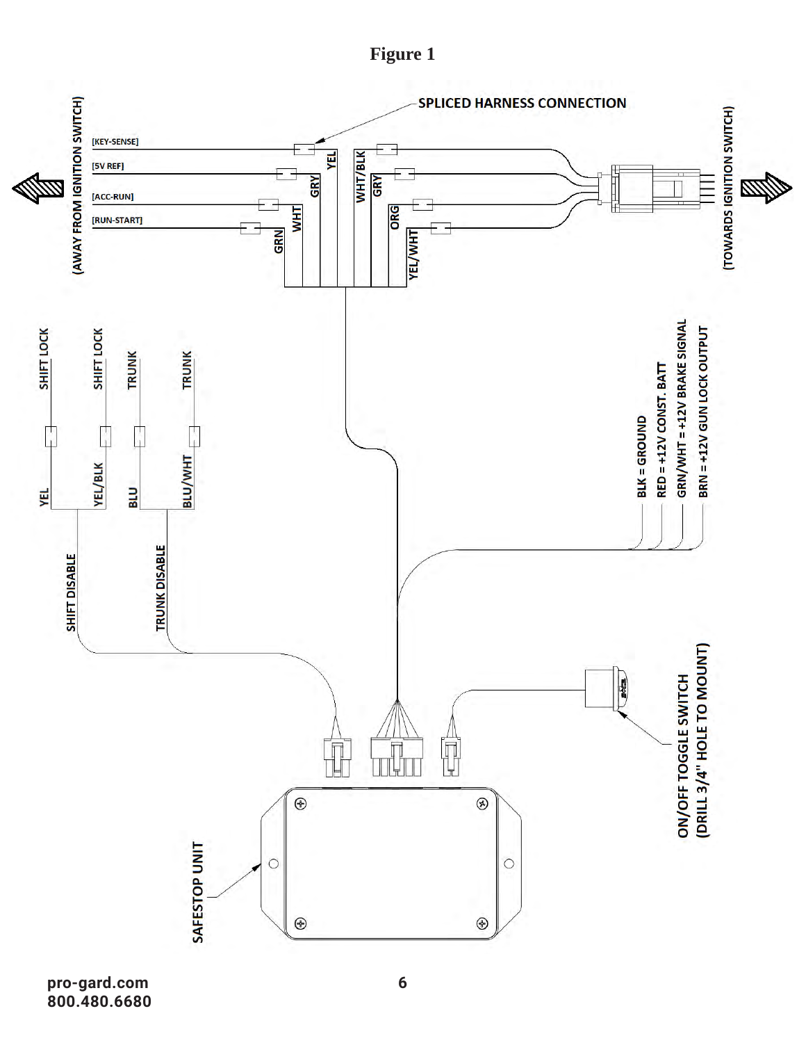**Figure 1**

SPLICED HARNESS CONNECTION

(AWAY FROM IGNITION SWITCH)

(TOWARDS IGNITION SWITCH)

[KEY-SENSE]

[5V REF]

[ACC-RUN]

[RUN-START]

GRN

WHT

GRY

YEL

WHT/BLK

GRY

ORG

YEL/WHT

SHIFT LOCK

SHIFT LOCK

TRUNK

TRUNK

YEL

YEL/BLK

BLU

BLU/WHT

SHIFT DISABLE

TRUNK DISABLE

BLK = GROUND

RED = +12V CONST. BATT

GRN/WHT = +12V BRAKE SIGNAL

BRN = +12V GUN LOCK OUTPUT

ON/OFF TOGGLE SWITCH
(DRILL 3/4" HOLE TO MOUNT)

SAFESTOP UNIT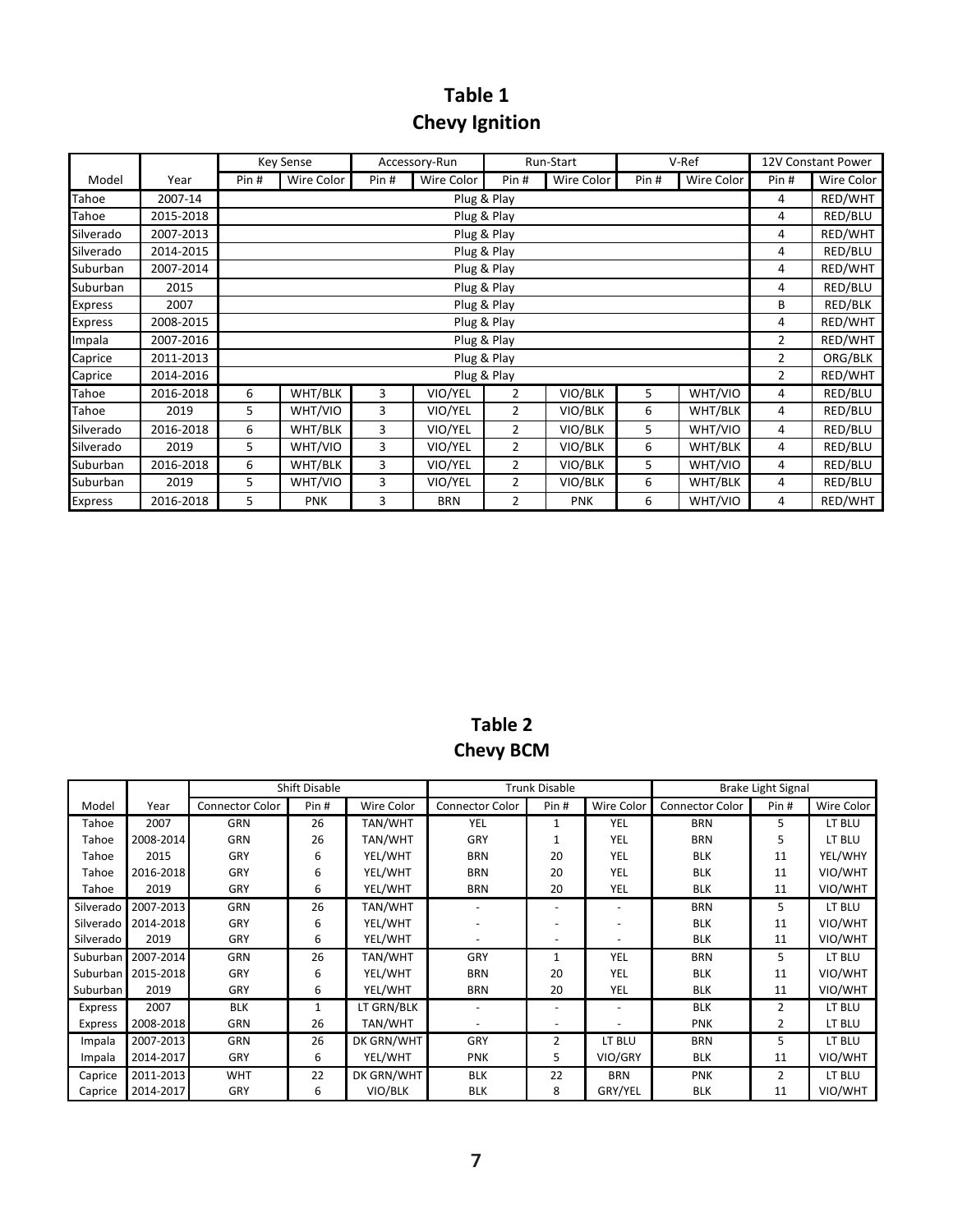## Table 1
## Chevy Ignition

| | | Key Sense | | Accessory-Run | | Run-Start | | V-Ref | | 12V Constant Power | |
|---|---|---|---|---|---|---|---|---|---|---|---|
| Model | Year | Pin # | Wire Color | Pin # | Wire Color | Pin # | Wire Color | Pin # | Wire Color | Pin # | Wire Color |
| Tahoe | 2007-14 | Plug & Play | | | | | | | | 4 | RED/WHT |
| Tahoe | 2015-2018 | Plug & Play | | | | | | | | 4 | RED/BLU |
| Silverado | 2007-2013 | Plug & Play | | | | | | | | 4 | RED/WHT |
| Silverado | 2014-2015 | Plug & Play | | | | | | | | 4 | RED/BLU |
| Suburban | 2007-2014 | Plug & Play | | | | | | | | 4 | RED/WHT |
| Suburban | 2015 | Plug & Play | | | | | | | | 4 | RED/BLU |
| Express | 2007 | Plug & Play | | | | | | | | B | RED/BLK |
| Express | 2008-2015 | Plug & Play | | | | | | | | 4 | RED/WHT |
| Impala | 2007-2016 | Plug & Play | | | | | | | | 2 | RED/WHT |
| Caprice | 2011-2013 | Plug & Play | | | | | | | | 2 | ORG/BLK |
| Caprice | 2014-2016 | Plug & Play | | | | | | | | 2 | RED/WHT |
| Tahoe | 2016-2018 | 6 | WHT/BLK | 3 | VIO/YEL | 2 | VIO/BLK | 5 | WHT/VIO | 4 | RED/BLU |
| Tahoe | 2019 | 5 | WHT/VIO | 3 | VIO/YEL | 2 | VIO/BLK | 6 | WHT/BLK | 4 | RED/BLU |
| Silverado | 2016-2018 | 6 | WHT/BLK | 3 | VIO/YEL | 2 | VIO/BLK | 5 | WHT/VIO | 4 | RED/BLU |
| Silverado | 2019 | 5 | WHT/VIO | 3 | VIO/YEL | 2 | VIO/BLK | 6 | WHT/BLK | 4 | RED/BLU |
| Suburban | 2016-2018 | 6 | WHT/BLK | 3 | VIO/YEL | 2 | VIO/BLK | 5 | WHT/VIO | 4 | RED/BLU |
| Suburban | 2019 | 5 | WHT/VIO | 3 | VIO/YEL | 2 | VIO/BLK | 6 | WHT/BLK | 4 | RED/BLU |
| Express | 2016-2018 | 5 | PNK | 3 | BRN | 2 | PNK | 6 | WHT/VIO | 4 | RED/WHT |

## Table 2
## Chevy BCM

| | | Shift Disable | | | Trunk Disable | | | Brake Light Signal | | |
|---|---|---|---|---|---|---|---|---|---|---|
| Model | Year | Connector Color | Pin # | Wire Color | Connector Color | Pin # | Wire Color | Connector Color | Pin # | Wire Color |
| Tahoe | 2007 | GRN | 26 | TAN/WHT | YEL | 1 | YEL | BRN | 5 | LT BLU |
| Tahoe | 2008-2014 | GRN | 26 | TAN/WHT | GRY | 1 | YEL | BRN | 5 | LT BLU |
| Tahoe | 2015 | GRY | 6 | YEL/WHT | BRN | 20 | YEL | BLK | 11 | YEL/WHY |
| Tahoe | 2016-2018 | GRY | 6 | YEL/WHT | BRN | 20 | YEL | BLK | 11 | VIO/WHT |
| Tahoe | 2019 | GRY | 6 | YEL/WHT | BRN | 20 | YEL | BLK | 11 | VIO/WHT |
| Silverado | 2007-2013 | GRN | 26 | TAN/WHT | - | - | - | BRN | 5 | LT BLU |
| Silverado | 2014-2018 | GRY | 6 | YEL/WHT | - | - | - | BLK | 11 | VIO/WHT |
| Silverado | 2019 | GRY | 6 | YEL/WHT | - | - | - | BLK | 11 | VIO/WHT |
| Suburban | 2007-2014 | GRN | 26 | TAN/WHT | GRY | 1 | YEL | BRN | 5 | LT BLU |
| Suburban | 2015-2018 | GRY | 6 | YEL/WHT | BRN | 20 | YEL | BLK | 11 | VIO/WHT |
| Suburban | 2019 | GRY | 6 | YEL/WHT | BRN | 20 | YEL | BLK | 11 | VIO/WHT |
| Express | 2007 | BLK | 1 | LT GRN/BLK | - | - | - | BLK | 2 | LT BLU |
| Express | 2008-2018 | GRN | 26 | TAN/WHT | - | - | - | PNK | 2 | LT BLU |
| Impala | 2007-2013 | GRN | 26 | DK GRN/WHT | GRY | 2 | LT BLU | BRN | 5 | LT BLU |
| Impala | 2014-2017 | GRY | 6 | YEL/WHT | PNK | 5 | VIO/GRY | BLK | 11 | VIO/WHT |
| Caprice | 2011-2013 | WHT | 22 | DK GRN/WHT | BLK | 22 | BRN | PNK | 2 | LT BLU |
| Caprice | 2014-2017 | GRY | 6 | VIO/BLK | BLK | 8 | GRY/YEL | BLK | 11 | VIO/WHT |